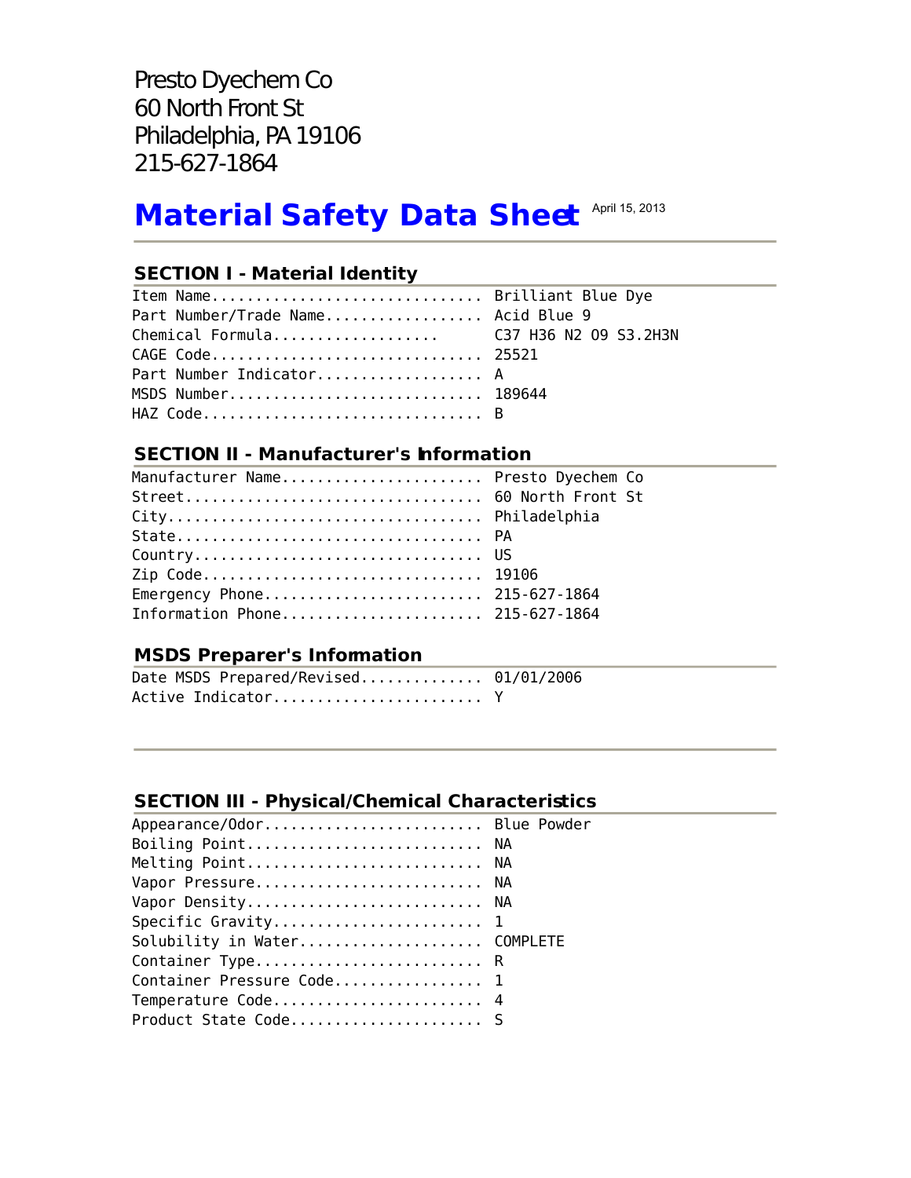Presto Dyechem Co
60 North Front St
Philadelphia, PA 19106
215-627-1864

# Material Safety Data Sheet

April 15, 2013

## SECTION I - Material Identity

| | |
|---|---|
| Item Name | Brilliant Blue Dye |
| Part Number/Trade Name | Acid Blue 9 |
| Chemical Formula | $C_{37}H_{36}N_2O_9S_3 \cdot 2H_3N$ |
| CAGE Code | 25521 |
| Part Number Indicator | A |
| MSDS Number | 189644 |
| HAZ Code | B |

## SECTION II - Manufacturer's Information

| | |
|---|---|
| Manufacturer Name | Presto Dyechem Co |
| Street | 60 North Front St |
| City | Philadelphia |
| State | PA |
| Country | US |
| Zip Code | 19106 |
| Emergency Phone | 215-627-1864 |
| Information Phone | 215-627-1864 |

## MSDS Preparer's Information

| | |
|---|---|
| Date MSDS Prepared/Revised | 01/01/2006 |
| Active Indicator | Y |

## SECTION III - Physical/Chemical Characteristics

| | |
|---|---|
| Appearance/Odor | Blue Powder |
| Boiling Point | NA |
| Melting Point | NA |
| Vapor Pressure | NA |
| Vapor Density | NA |
| Specific Gravity | 1 |
| Solubility in Water | COMPLETE |
| Container Type | R |
| Container Pressure Code | 1 |
| Temperature Code | 4 |
| Product State Code | S |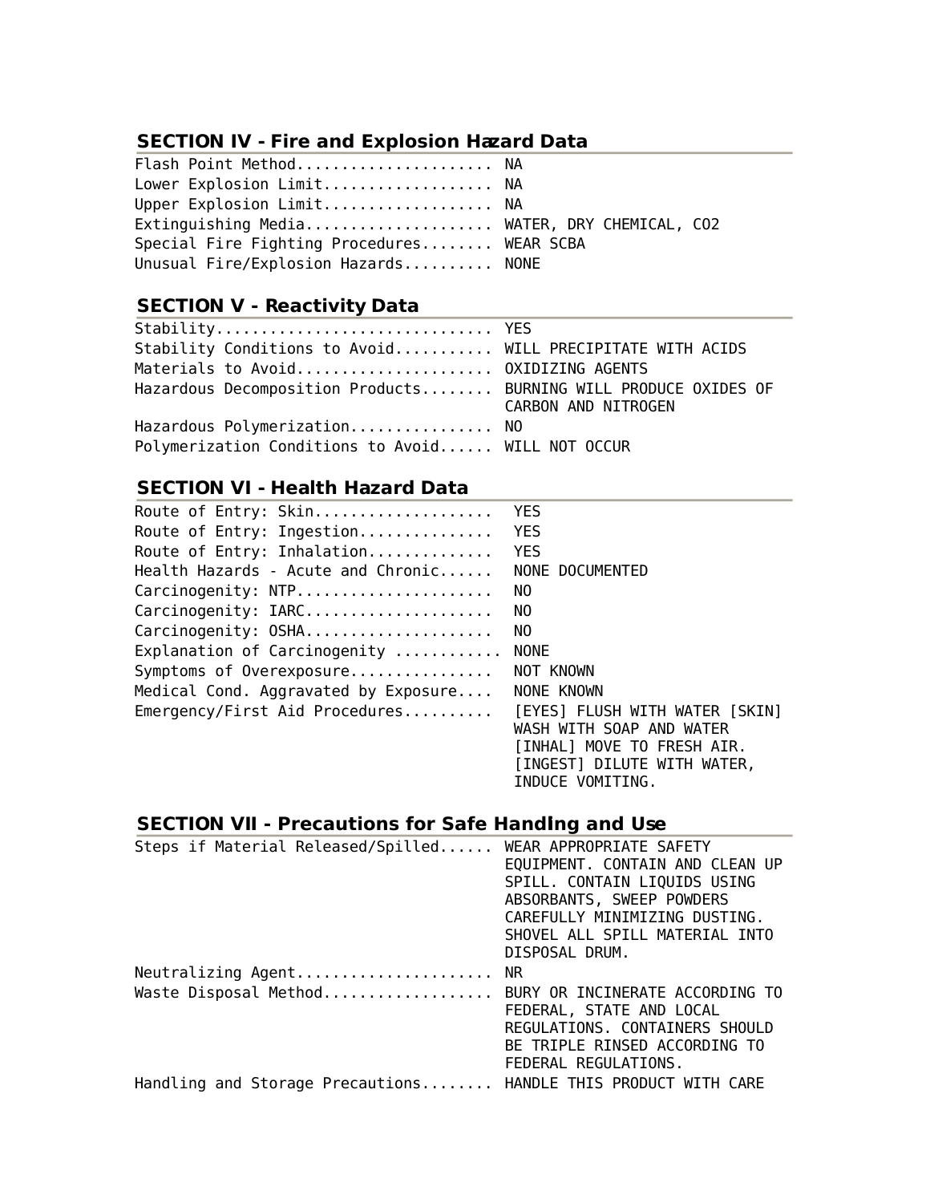## SECTION IV - Fire and Explosion Hazard Data

| | |
|---|---|
| Flash Point Method | NA |
| Lower Explosion Limit | NA |
| Upper Explosion Limit | NA |
| Extinguishing Media | WATER, DRY CHEMICAL, CO2 |
| Special Fire Fighting Procedures | WEAR SCBA |
| Unusual Fire/Explosion Hazards | NONE |

## SECTION V - Reactivity Data

| | |
|---|---|
| Stability | YES |
| Stability Conditions to Avoid | WILL PRECIPITATE WITH ACIDS |
| Materials to Avoid | OXIDIZING AGENTS |
| Hazardous Decomposition Products | BURNING WILL PRODUCE OXIDES OF CARBON AND NITROGEN |
| Hazardous Polymerization | NO |
| Polymerization Conditions to Avoid | WILL NOT OCCUR |

## SECTION VI - Health Hazard Data

| | |
|---|---|
| Route of Entry: Skin | YES |
| Route of Entry: Ingestion | YES |
| Route of Entry: Inhalation | YES |
| Health Hazards - Acute and Chronic | NONE DOCUMENTED |
| Carcinogenity: NTP | NO |
| Carcinogenity: IARC | NO |
| Carcinogenity: OSHA | NO |
| Explanation of Carcinogenity | NONE |
| Symptoms of Overexposure | NOT KNOWN |
| Medical Cond. Aggravated by Exposure | NONE KNOWN |
| Emergency/First Aid Procedures | [EYES] FLUSH WITH WATER [SKIN] WASH WITH SOAP AND WATER [INHAL] MOVE TO FRESH AIR. [INGEST] DILUTE WITH WATER, INDUCE VOMITING. |

## SECTION VII - Precautions for Safe Handlng and Use

| | |
|---|---|
| Steps if Material Released/Spilled | WEAR APPROPRIATE SAFETY EQUIPMENT. CONTAIN AND CLEAN UP SPILL. CONTAIN LIQUIDS USING ABSORBANTS, SWEEP POWDERS CAREFULLY MINIMIZING DUSTING. SHOVEL ALL SPILL MATERIAL INTO DISPOSAL DRUM. |
| Neutralizing Agent | NR |
| Waste Disposal Method | BURY OR INCINERATE ACCORDING TO FEDERAL, STATE AND LOCAL REGULATIONS. CONTAINERS SHOULD BE TRIPLE RINSED ACCORDING TO FEDERAL REGULATIONS. |
| Handling and Storage Precautions | HANDLE THIS PRODUCT WITH CARE |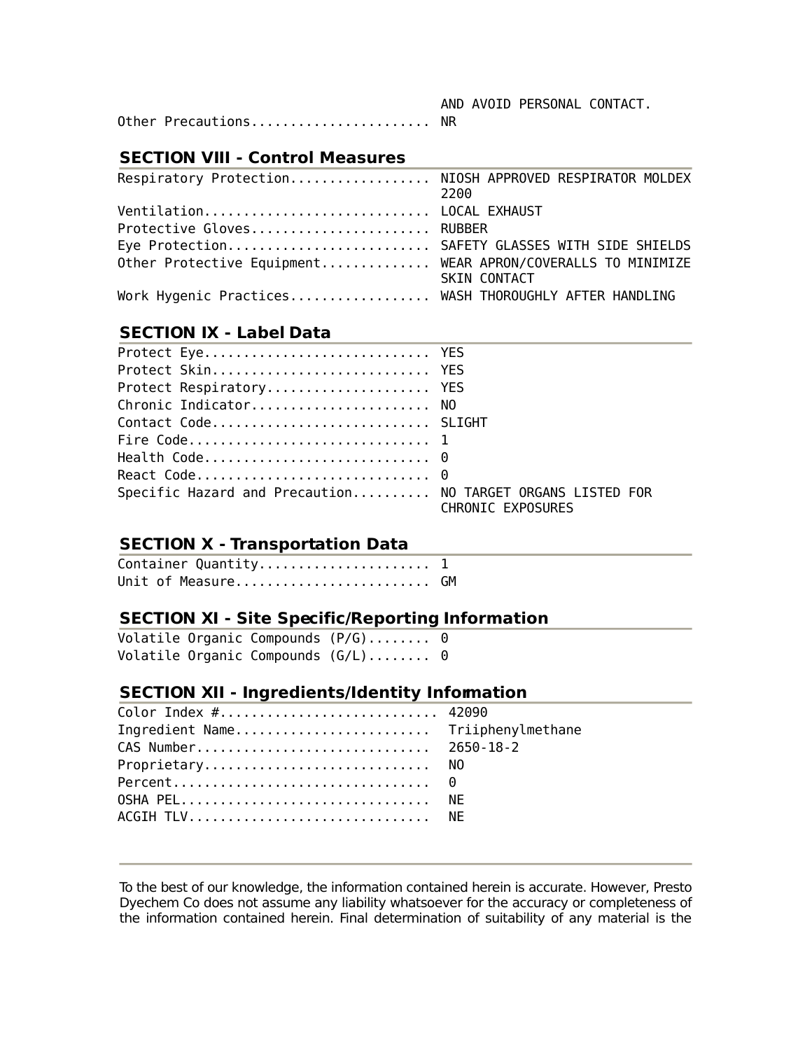AND AVOID PERSONAL CONTACT.

Other Precautions...................... NR

## SECTION VIII - Control Measures

Respiratory Protection................. NIOSH APPROVED RESPIRATOR MOLDEX 2200
Ventilation............................ LOCAL EXHAUST
Protective Gloves...................... RUBBER
Eye Protection......................... SAFETY GLASSES WITH SIDE SHIELDS
Other Protective Equipment............. WEAR APRON/COVERALLS TO MINIMIZE SKIN CONTACT
Work Hygenic Practices................. WASH THOROUGHLY AFTER HANDLING

## SECTION IX - Label Data

Protect Eye............................ YES
Protect Skin........................... YES
Protect Respiratory.................... YES
Chronic Indicator...................... NO
Contact Code........................... SLIGHT
Fire Code.............................. 1
Health Code............................ 0
React Code............................. 0
Specific Hazard and Precaution......... NO TARGET ORGANS LISTED FOR CHRONIC EXPOSURES

## SECTION X - Transportation Data

Container Quantity..................... 1
Unit of Measure........................ GM

## SECTION XI - Site Specific/Reporting Information

Volatile Organic Compounds (P/G)........ 0
Volatile Organic Compounds (G/L)........ 0

## SECTION XII - Ingredients/Identity Information

Color Index #........................... 42090
Ingredient Name......................... Triiphenylmethane
CAS Number.............................. 2650-18-2
Proprietary............................. NO
Percent................................. 0
OSHA PEL................................ NE
ACGIH TLV............................... NE

---

To the best of our knowledge, the information contained herein is accurate. However, Presto Dyechem Co does not assume any liability whatsoever for the accuracy or completeness of the information contained herein. Final determination of suitability of any material is the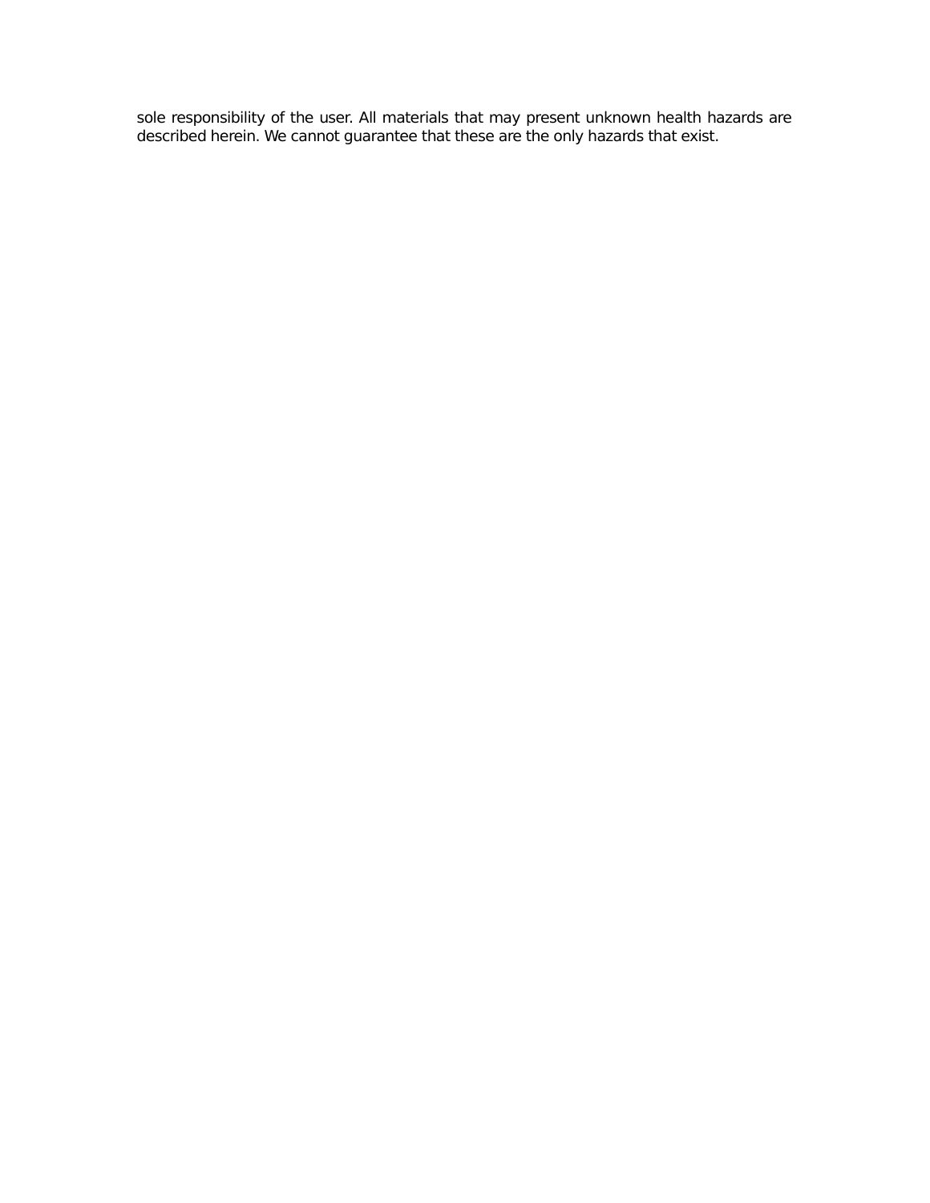sole responsibility of the user. All materials that may present unknown health hazards are described herein. We cannot guarantee that these are the only hazards that exist.